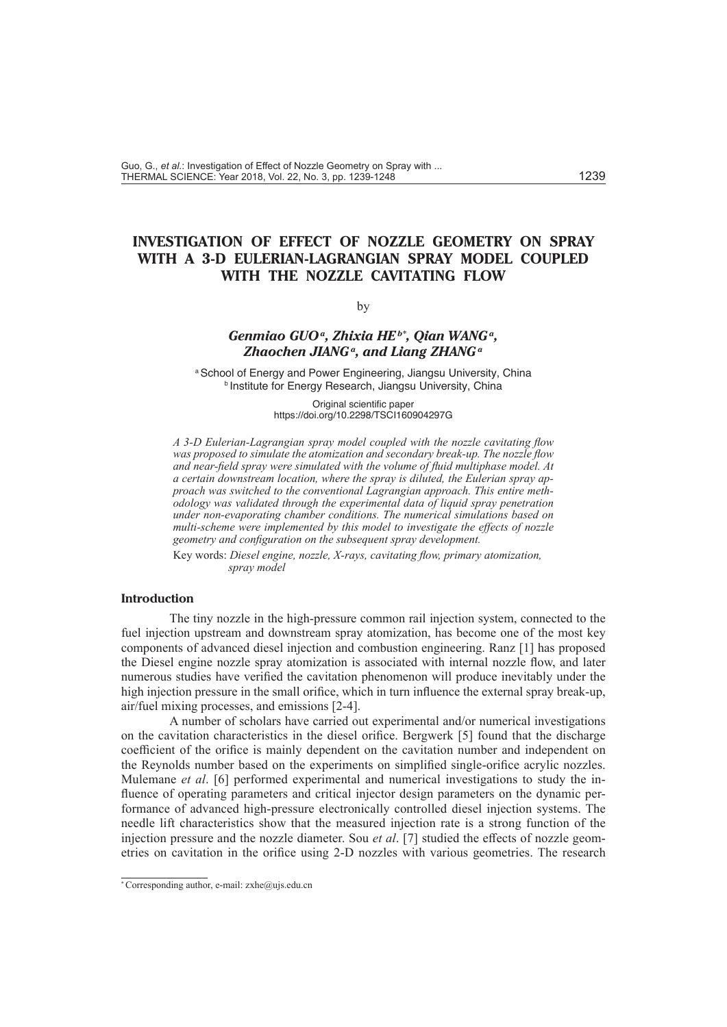# INVESTIGATION OF EFFECT OF NOZZLE GEOMETRY ON SPRAY WITH A 3-D EULERIAN-LAGRANGIAN SPRAY MODEL COUPLED WITH THE NOZZLE CAVITATING FLOW

by

***Genmiao GUO[a], Zhixia HE[b*], Qian WANG[a], Zhaochen JIANG[a], and Liang ZHANG[a]***

[a] School of Energy and Power Engineering, Jiangsu University, China
[b] Institute for Energy Research, Jiangsu University, China

Original scientific paper
https://doi.org/10.2298/TSCI160904297G

*A 3-D Eulerian-Lagrangian spray model coupled with the nozzle cavitating flow was proposed to simulate the atomization and secondary break-up. The nozzle flow and near-field spray were simulated with the volume of fluid multiphase model. At a certain downstream location, where the spray is diluted, the Eulerian spray approach was switched to the conventional Lagrangian approach. This entire methodology was validated through the experimental data of liquid spray penetration under non-evaporating chamber conditions. The numerical simulations based on multi-scheme were implemented by this model to investigate the effects of nozzle geometry and configuration on the subsequent spray development.*

Key words: *Diesel engine, nozzle, X-rays, cavitating flow, primary atomization, spray model*

## Introduction

The tiny nozzle in the high-pressure common rail injection system, connected to the fuel injection upstream and downstream spray atomization, has become one of the most key components of advanced diesel injection and combustion engineering. Ranz [1] has proposed the Diesel engine nozzle spray atomization is associated with internal nozzle flow, and later numerous studies have verified the cavitation phenomenon will produce inevitably under the high injection pressure in the small orifice, which in turn influence the external spray break-up, air/fuel mixing processes, and emissions [2-4].

A number of scholars have carried out experimental and/or numerical investigations on the cavitation characteristics in the diesel orifice. Bergwerk [5] found that the discharge coefficient of the orifice is mainly dependent on the cavitation number and independent on the Reynolds number based on the experiments on simplified single-orifice acrylic nozzles. Mulemane *et al*. [6] performed experimental and numerical investigations to study the influence of operating parameters and critical injector design parameters on the dynamic performance of advanced high-pressure electronically controlled diesel injection systems. The needle lift characteristics show that the measured injection rate is a strong function of the injection pressure and the nozzle diameter. Sou *et al*. [7] studied the effects of nozzle geometries on cavitation in the orifice using 2-D nozzles with various geometries. The research

* Corresponding author, e-mail: zxhe@ujs.edu.cn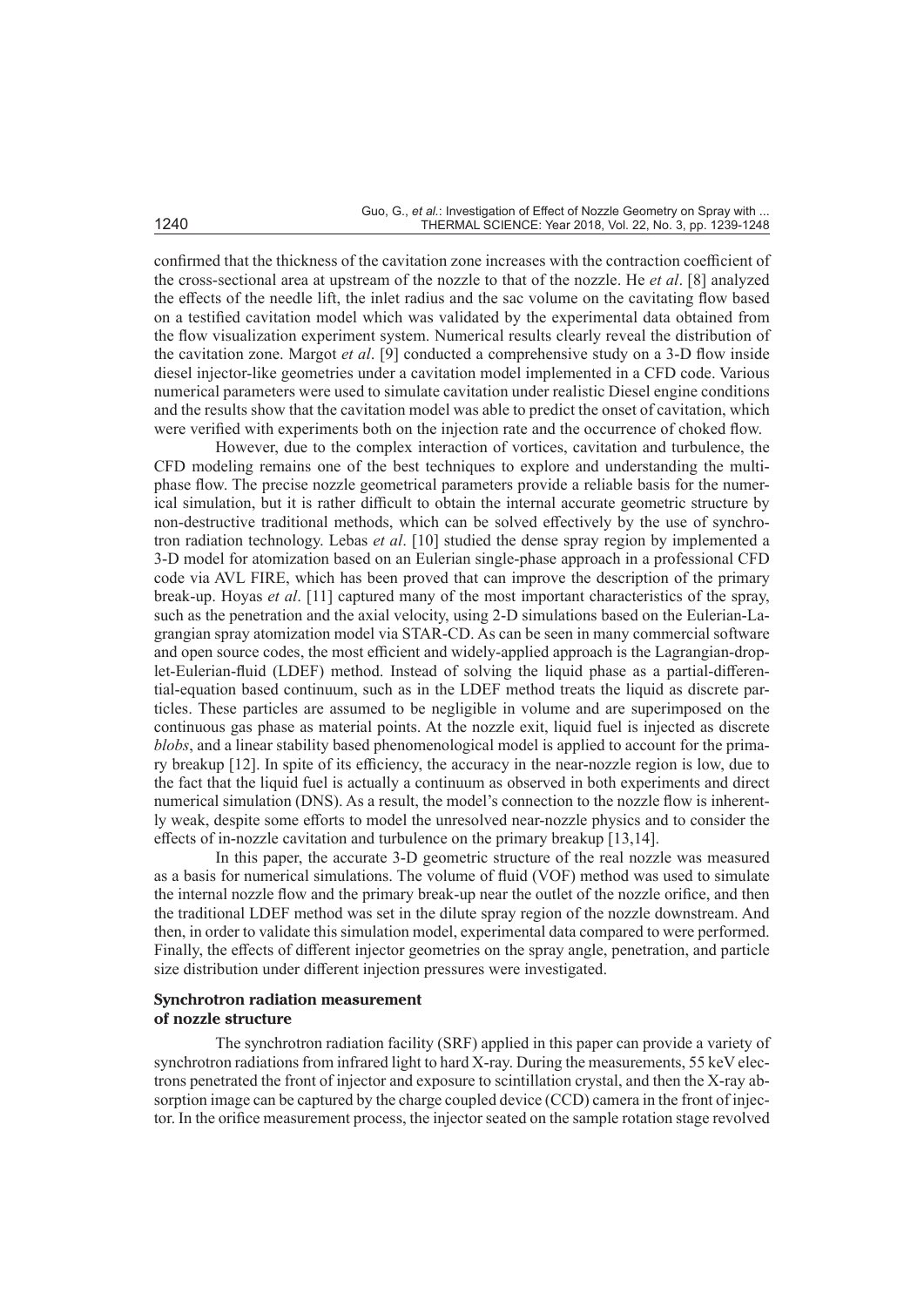confirmed that the thickness of the cavitation zone increases with the contraction coefficient of the cross-sectional area at upstream of the nozzle to that of the nozzle. He *et al*. [8] analyzed the effects of the needle lift, the inlet radius and the sac volume on the cavitating flow based on a testified cavitation model which was validated by the experimental data obtained from the flow visualization experiment system. Numerical results clearly reveal the distribution of the cavitation zone. Margot *et al*. [9] conducted a comprehensive study on a 3-D flow inside diesel injector-like geometries under a cavitation model implemented in a CFD code. Various numerical parameters were used to simulate cavitation under realistic Diesel engine conditions and the results show that the cavitation model was able to predict the onset of cavitation, which were verified with experiments both on the injection rate and the occurrence of choked flow.

However, due to the complex interaction of vortices, cavitation and turbulence, the CFD modeling remains one of the best techniques to explore and understanding the multiphase flow. The precise nozzle geometrical parameters provide a reliable basis for the numerical simulation, but it is rather difficult to obtain the internal accurate geometric structure by non-destructive traditional methods, which can be solved effectively by the use of synchrotron radiation technology. Lebas *et al*. [10] studied the dense spray region by implemented a 3-D model for atomization based on an Eulerian single-phase approach in a professional CFD code via AVL FIRE, which has been proved that can improve the description of the primary break-up. Hoyas *et al*. [11] captured many of the most important characteristics of the spray, such as the penetration and the axial velocity, using 2-D simulations based on the Eulerian-Lagrangian spray atomization model via STAR-CD. As can be seen in many commercial software and open source codes, the most efficient and widely-applied approach is the Lagrangian-droplet-Eulerian-fluid (LDEF) method. Instead of solving the liquid phase as a partial-differential-equation based continuum, such as in the LDEF method treats the liquid as discrete particles. These particles are assumed to be negligible in volume and are superimposed on the continuous gas phase as material points. At the nozzle exit, liquid fuel is injected as discrete *blobs*, and a linear stability based phenomenological model is applied to account for the primary breakup [12]. In spite of its efficiency, the accuracy in the near-nozzle region is low, due to the fact that the liquid fuel is actually a continuum as observed in both experiments and direct numerical simulation (DNS). As a result, the model's connection to the nozzle flow is inherently weak, despite some efforts to model the unresolved near-nozzle physics and to consider the effects of in-nozzle cavitation and turbulence on the primary breakup [13,14].

In this paper, the accurate 3-D geometric structure of the real nozzle was measured as a basis for numerical simulations. The volume of fluid (VOF) method was used to simulate the internal nozzle flow and the primary break-up near the outlet of the nozzle orifice, and then the traditional LDEF method was set in the dilute spray region of the nozzle downstream. And then, in order to validate this simulation model, experimental data compared to were performed. Finally, the effects of different injector geometries on the spray angle, penetration, and particle size distribution under different injection pressures were investigated.

## Synchrotron radiation measurement of nozzle structure

The synchrotron radiation facility (SRF) applied in this paper can provide a variety of synchrotron radiations from infrared light to hard X-ray. During the measurements, 55 keV electrons penetrated the front of injector and exposure to scintillation crystal, and then the X-ray absorption image can be captured by the charge coupled device (CCD) camera in the front of injector. In the orifice measurement process, the injector seated on the sample rotation stage revolved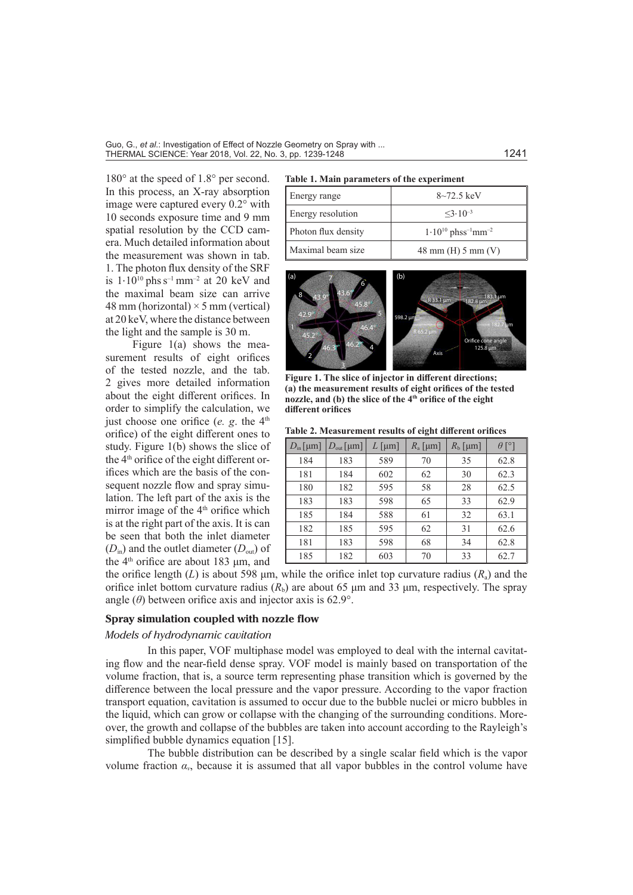180° at the speed of 1.8° per second. In this process, an X-ray absorption image were captured every 0.2° with 10 seconds exposure time and 9 mm spatial resolution by the CCD camera. Much detailed information about the measurement was shown in tab. 1. The photon flux density of the SRF is $1 \cdot 10^{10}$ phs s$^{-1}$ mm$^{-2}$ at 20 keV and the maximal beam size can arrive 48 mm (horizontal) × 5 mm (vertical) at 20 keV, where the distance between the light and the sample is 30 m.

**Table 1. Main parameters of the experiment**

| | |
|---|---|
| Energy range | 8~72.5 keV |
| Energy resolution | $\leq 3 \cdot 10^{-3}$ |
| Photon flux density | $1 \cdot 10^{10}$ phss$^{-1}$mm$^{-2}$ |
| Maximal beam size | 48 mm (H) 5 mm (V) |

Figure 1(a) shows the measurement results of eight orifices of the tested nozzle, and the tab. 2 gives more detailed information about the eight different orifices. In order to simplify the calculation, we just choose one orifice (*e. g.* the 4th orifice) of the eight different ones to study. Figure 1(b) shows the slice of the 4th orifice of the eight different orifices which are the basis of the consequent nozzle flow and spray simulation. The left part of the axis is the mirror image of the 4th orifice which is at the right part of the axis. It is can be seen that both the inlet diameter ($D_{in}$) and the outlet diameter ($D_{out}$) of the 4th orifice are about 183 μm, and the orifice length ($L$) is about 598 μm, while the orifice inlet top curvature radius ($R_a$) and the orifice inlet bottom curvature radius ($R_b$) are about 65 μm and 33 μm, respectively. The spray angle ($\theta$) between orifice axis and injector axis is 62.9°.

**Figure 1. The slice of injector in different directions; (a) the measurement results of eight orifices of the tested nozzle, and (b) the slice of the 4th orifice of the eight different orifices**

**Table 2. Measurement results of eight different orifices**

| $D_{in}$ [μm] | $D_{out}$ [μm] | $L$ [μm] | $R_a$ [μm] | $R_b$ [μm] | $\theta$ [°] |
|---|---|---|---|---|---|
| 184 | 183 | 589 | 70 | 35 | 62.8 |
| 181 | 184 | 602 | 62 | 30 | 62.3 |
| 180 | 182 | 595 | 58 | 28 | 62.5 |
| 183 | 183 | 598 | 65 | 33 | 62.9 |
| 185 | 184 | 588 | 61 | 32 | 63.1 |
| 182 | 185 | 595 | 62 | 31 | 62.6 |
| 181 | 183 | 598 | 68 | 34 | 62.8 |
| 185 | 182 | 603 | 70 | 33 | 62.7 |

## Spray simulation coupled with nozzle flow

### *Models of hydrodynamic cavitation*

In this paper, VOF multiphase model was employed to deal with the internal cavitating flow and the near-field dense spray. VOF model is mainly based on transportation of the volume fraction, that is, a source term representing phase transition which is governed by the difference between the local pressure and the vapor pressure. According to the vapor fraction transport equation, cavitation is assumed to occur due to the bubble nuclei or micro bubbles in the liquid, which can grow or collapse with the changing of the surrounding conditions. Moreover, the growth and collapse of the bubbles are taken into account according to the Rayleigh's simplified bubble dynamics equation [15].

The bubble distribution can be described by a single scalar field which is the vapor volume fraction $\alpha_v$, because it is assumed that all vapor bubbles in the control volume have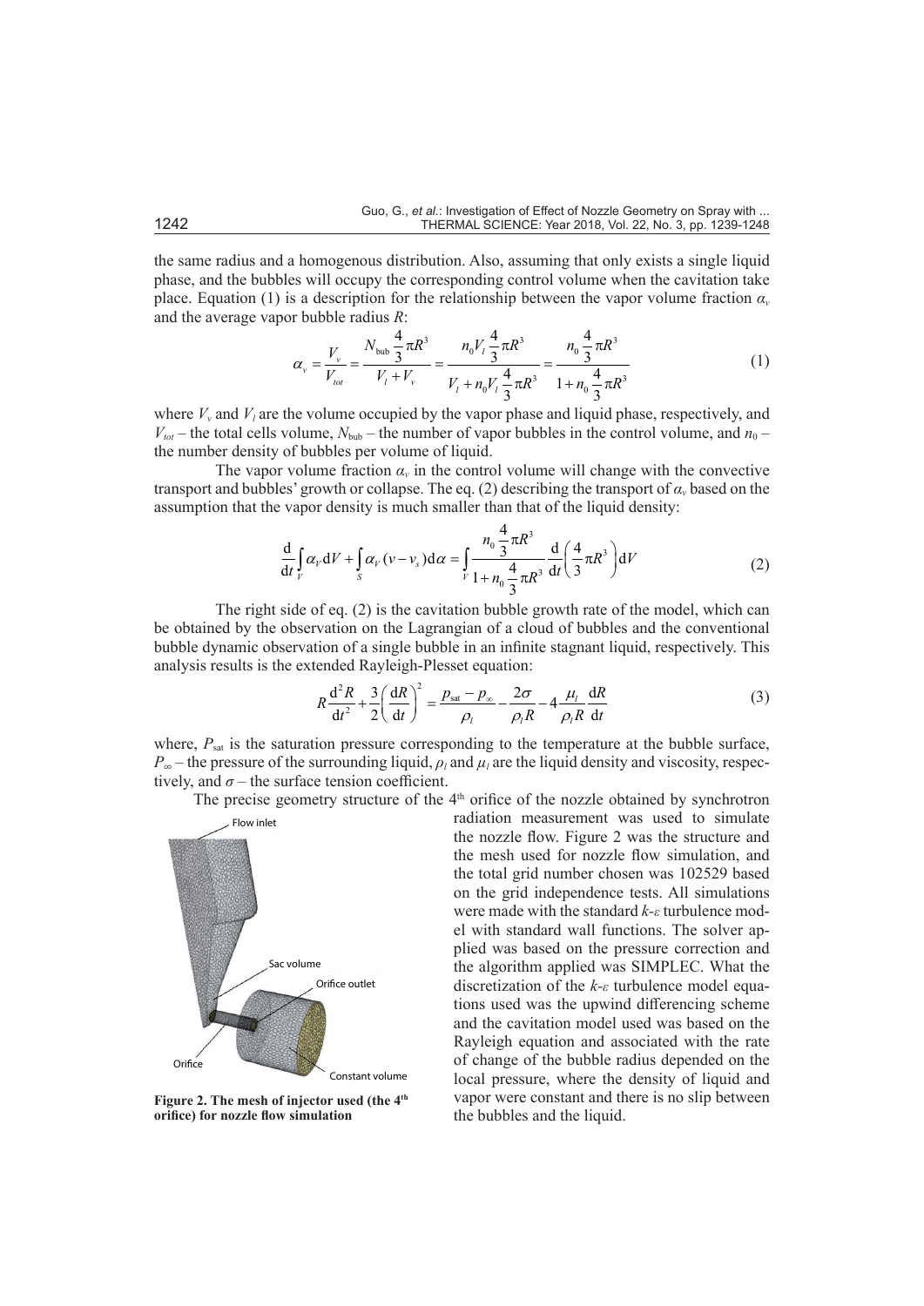the same radius and a homogenous distribution. Also, assuming that only exists a single liquid phase, and the bubbles will occupy the corresponding control volume when the cavitation take place. Equation (1) is a description for the relationship between the vapor volume fraction $\alpha_v$ and the average vapor bubble radius $R$:

$$\alpha_v = \frac{V_v}{V_{tot}} = \frac{N_{\text{bub}} \frac{4}{3}\pi R^3}{V_l + V_v} = \frac{n_0 V_l \frac{4}{3}\pi R^3}{V_l + n_0 V_l \frac{4}{3}\pi R^3} = \frac{n_0 \frac{4}{3}\pi R^3}{1 + n_0 \frac{4}{3}\pi R^3} \tag{1}$$

where $V_v$ and $V_l$ are the volume occupied by the vapor phase and liquid phase, respectively, and $V_{tot}$ – the total cells volume, $N_{\text{bub}}$ – the number of vapor bubbles in the control volume, and $n_0$ – the number density of bubbles per volume of liquid.

The vapor volume fraction $\alpha_v$ in the control volume will change with the convective transport and bubbles' growth or collapse. The eq. (2) describing the transport of $\alpha_v$ based on the assumption that the vapor density is much smaller than that of the liquid density:

$$\frac{\mathrm{d}}{\mathrm{d}t}\int_V \alpha_V \mathrm{d}V + \int_S \alpha_V (v - v_s)\mathrm{d}\alpha = \int_V \frac{n_0 \frac{4}{3}\pi R^3}{1 + n_0 \frac{4}{3}\pi R^3} \frac{\mathrm{d}}{\mathrm{d}t}\left(\frac{4}{3}\pi R^3\right)\mathrm{d}V \tag{2}$$

The right side of eq. (2) is the cavitation bubble growth rate of the model, which can be obtained by the observation on the Lagrangian of a cloud of bubbles and the conventional bubble dynamic observation of a single bubble in an infinite stagnant liquid, respectively. This analysis results is the extended Rayleigh-Plesset equation:

$$R\frac{\mathrm{d}^2 R}{\mathrm{d}t^2} + \frac{3}{2}\left(\frac{\mathrm{d}R}{\mathrm{d}t}\right)^2 = \frac{p_{\text{sat}} - p_\infty}{\rho_l} - \frac{2\sigma}{\rho_l R} - 4\frac{\mu_l}{\rho_l R}\frac{\mathrm{d}R}{\mathrm{d}t} \tag{3}$$

where, $P_{\text{sat}}$ is the saturation pressure corresponding to the temperature at the bubble surface, $P_\infty$ – the pressure of the surrounding liquid, $\rho_l$ and $\mu_l$ are the liquid density and viscosity, respectively, and $\sigma$ – the surface tension coefficient.

The precise geometry structure of the 4th orifice of the nozzle obtained by synchrotron radiation measurement was used to simulate the nozzle flow. Figure 2 was the structure and the mesh used for nozzle flow simulation, and the total grid number chosen was 102529 based on the grid independence tests. All simulations were made with the standard $k$-$\varepsilon$ turbulence model with standard wall functions. The solver applied was based on the pressure correction and the algorithm applied was SIMPLEC. What the discretization of the $k$-$\varepsilon$ turbulence model equations used was the upwind differencing scheme and the cavitation model used was based on the Rayleigh equation and associated with the rate of change of the bubble radius depended on the local pressure, where the density of liquid and vapor were constant and there is no slip between the bubbles and the liquid.

**Figure 2. The mesh of injector used (the 4th orifice) for nozzle flow simulation**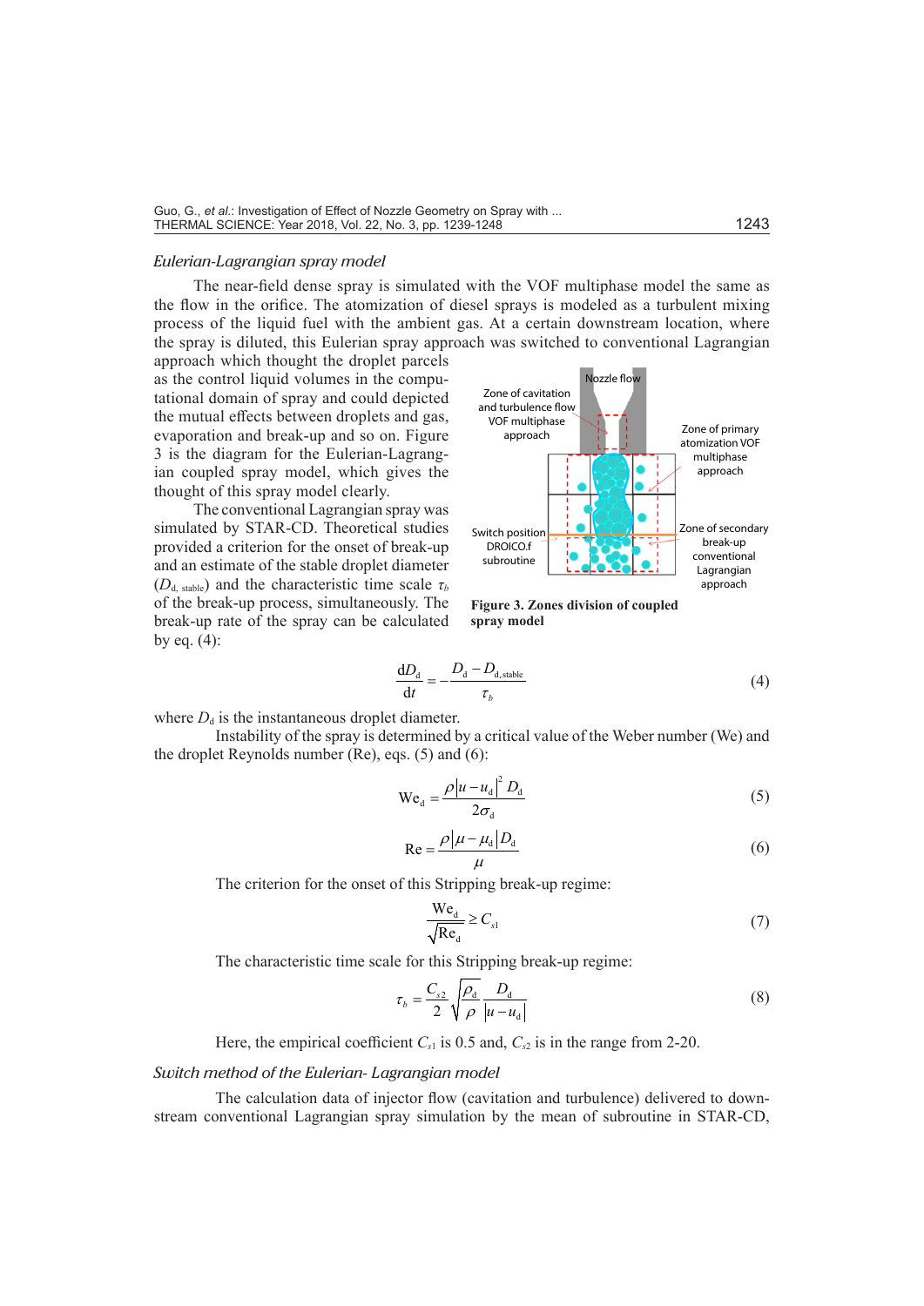*Eulerian-Lagrangian spray model*

The near-field dense spray is simulated with the VOF multiphase model the same as the flow in the orifice. The atomization of diesel sprays is modeled as a turbulent mixing process of the liquid fuel with the ambient gas. At a certain downstream location, where the spray is diluted, this Eulerian spray approach was switched to conventional Lagrangian approach which thought the droplet parcels as the control liquid volumes in the computational domain of spray and could depicted the mutual effects between droplets and gas, evaporation and break-up and so on. Figure 3 is the diagram for the Eulerian-Lagrangian coupled spray model, which gives the thought of this spray model clearly.

The conventional Lagrangian spray was simulated by STAR-CD. Theoretical studies provided a criterion for the onset of break-up and an estimate of the stable droplet diameter ($D_{\mathrm{d,\,stable}}$) and the characteristic time scale $\tau_b$ of the break-up process, simultaneously. The break-up rate of the spray can be calculated by eq. (4):

**Figure 3. Zones division of coupled spray model**

$$\frac{\mathrm{d}D_\mathrm{d}}{\mathrm{d}t} = -\frac{D_\mathrm{d} - D_\mathrm{d,stable}}{\tau_b} \tag{4}$$

where $D_\mathrm{d}$ is the instantaneous droplet diameter.

Instability of the spray is determined by a critical value of the Weber number (We) and the droplet Reynolds number (Re), eqs. (5) and (6):

$$\mathrm{We}_\mathrm{d} = \frac{\rho |u - u_\mathrm{d}|^2 D_\mathrm{d}}{2\sigma_\mathrm{d}} \tag{5}$$

$$\mathrm{Re} = \frac{\rho |\mu - \mu_\mathrm{d}| D_\mathrm{d}}{\mu} \tag{6}$$

The criterion for the onset of this Stripping break-up regime:

$$\frac{\mathrm{We}_\mathrm{d}}{\sqrt{\mathrm{Re}_\mathrm{d}}} \geq C_{s1} \tag{7}$$

The characteristic time scale for this Stripping break-up regime:

$$\tau_b = \frac{C_{s2}}{2} \sqrt{\frac{\rho_\mathrm{d}}{\rho}} \frac{D_\mathrm{d}}{|u - u_\mathrm{d}|} \tag{8}$$

Here, the empirical coefficient $C_{s1}$ is 0.5 and, $C_{s2}$ is in the range from 2-20.

*Switch method of the Eulerian- Lagrangian model*

The calculation data of injector flow (cavitation and turbulence) delivered to downstream conventional Lagrangian spray simulation by the mean of subroutine in STAR-CD,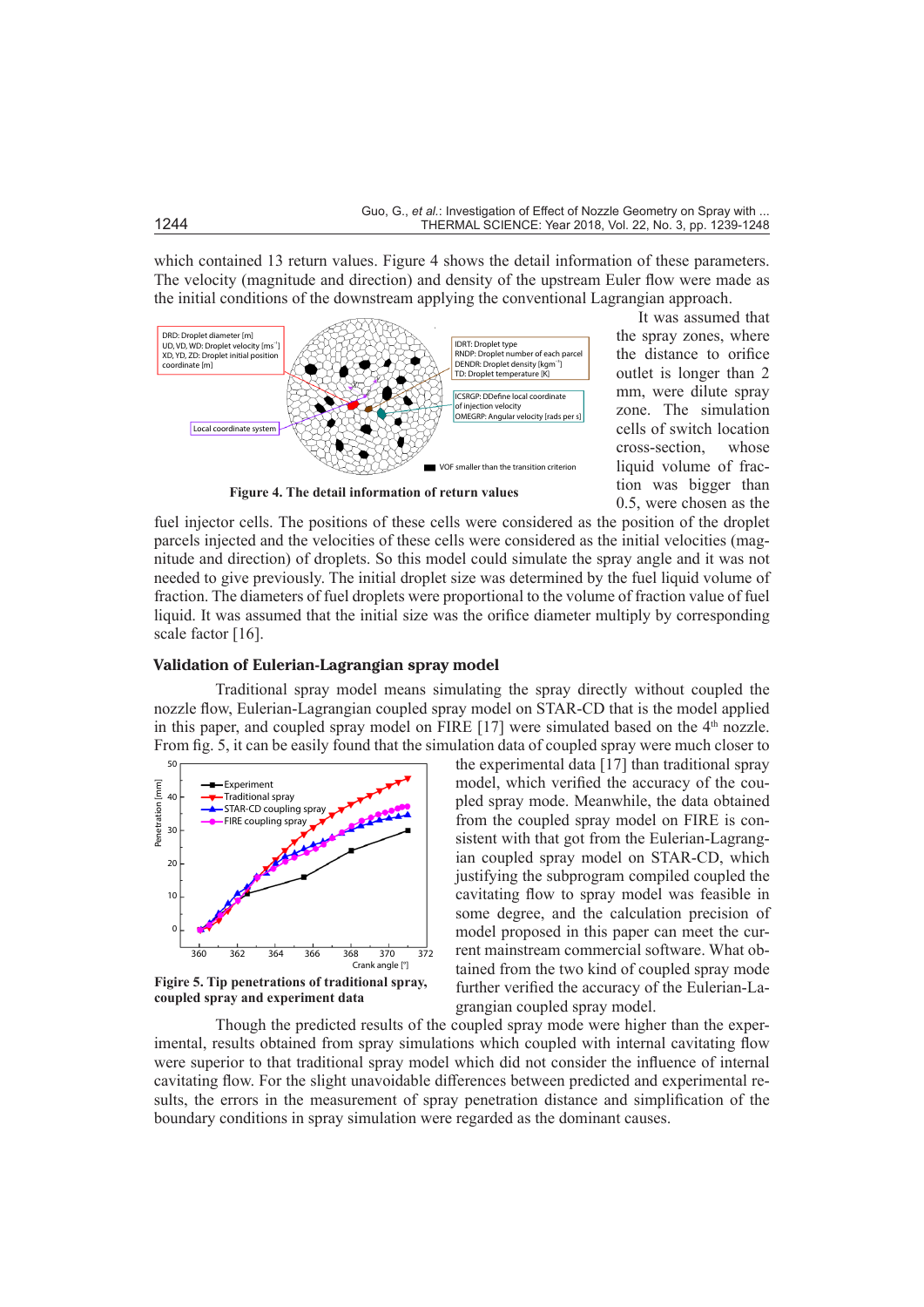which contained 13 return values. Figure 4 shows the detail information of these parameters. The velocity (magnitude and direction) and density of the upstream Euler flow were made as the initial conditions of the downstream applying the conventional Lagrangian approach.

**Figure 4. The detail information of return values**

It was assumed that the spray zones, where the distance to orifice outlet is longer than 2 mm, were dilute spray zone. The simulation cells of switch location cross-section, whose liquid volume of fraction was bigger than 0.5, were chosen as the fuel injector cells. The positions of these cells were considered as the position of the droplet parcels injected and the velocities of these cells were considered as the initial velocities (magnitude and direction) of droplets. So this model could simulate the spray angle and it was not needed to give previously. The initial droplet size was determined by the fuel liquid volume of fraction. The diameters of fuel droplets were proportional to the volume of fraction value of fuel liquid. It was assumed that the initial size was the orifice diameter multiply by corresponding scale factor [16].

### Validation of Eulerian-Lagrangian spray model

Traditional spray model means simulating the spray directly without coupled the nozzle flow, Eulerian-Lagrangian coupled spray model on STAR-CD that is the model applied in this paper, and coupled spray model on FIRE [17] were simulated based on the 4th nozzle. From fig. 5, it can be easily found that the simulation data of coupled spray were much closer to the experimental data [17] than traditional spray model, which verified the accuracy of the coupled spray mode. Meanwhile, the data obtained from the coupled spray model on FIRE is consistent with that got from the Eulerian-Lagrangian coupled spray model on STAR-CD, which justifying the subprogram compiled coupled the cavitating flow to spray model was feasible in some degree, and the calculation precision of model proposed in this paper can meet the current mainstream commercial software. What obtained from the two kind of coupled spray mode further verified the accuracy of the Eulerian-Lagrangian coupled spray model.

**Figire 5. Tip penetrations of traditional spray, coupled spray and experiment data**

Though the predicted results of the coupled spray mode were higher than the experimental, results obtained from spray simulations which coupled with internal cavitating flow were superior to that traditional spray model which did not consider the influence of internal cavitating flow. For the slight unavoidable differences between predicted and experimental results, the errors in the measurement of spray penetration distance and simplification of the boundary conditions in spray simulation were regarded as the dominant causes.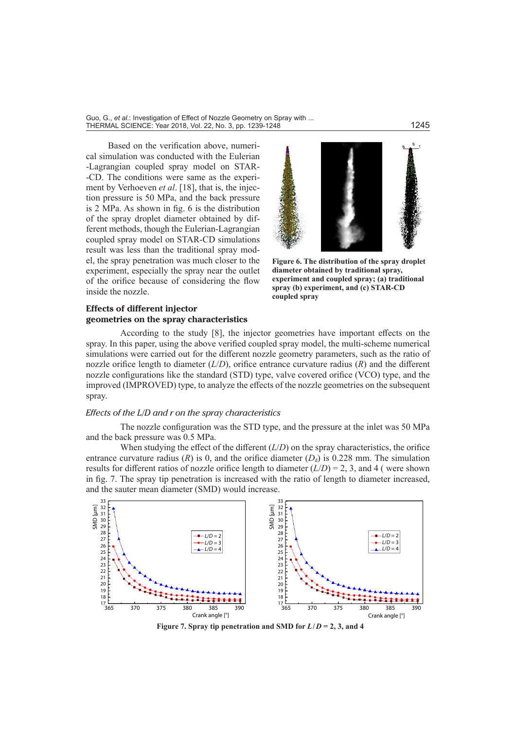Based on the verification above, numerical simulation was conducted with the Eulerian-Lagrangian coupled spray model on STAR-CD. The conditions were same as the experiment by Verhoeven *et al*. [18], that is, the injection pressure is 50 MPa, and the back pressure is 2 MPa. As shown in fig. 6 is the distribution of the spray droplet diameter obtained by different methods, though the Eulerian-Lagrangian coupled spray model on STAR-CD simulations result was less than the traditional spray model, the spray penetration was much closer to the experiment, especially the spray near the outlet of the orifice because of considering the flow inside the nozzle.

**Figure 6. The distribution of the spray droplet diameter obtained by traditional spray, experiment and coupled spray; (a) traditional spray (b) experiment, and (c) STAR-CD coupled spray**

## Effects of different injector geometries on the spray characteristics

According to the study [8], the injector geometries have important effects on the spray. In this paper, using the above verified coupled spray model, the multi-scheme numerical simulations were carried out for the different nozzle geometry parameters, such as the ratio of nozzle orifice length to diameter ($L/D$), orifice entrance curvature radius ($R$) and the different nozzle configurations like the standard (STD) type, valve covered orifice (VCO) type, and the improved (IMPROVED) type, to analyze the effects of the nozzle geometries on the subsequent spray.

### *Effects of the L/D and r on the spray characteristics*

The nozzle configuration was the STD type, and the pressure at the inlet was 50 MPa and the back pressure was 0.5 MPa.

When studying the effect of the different ($L/D$) on the spray characteristics, the orifice entrance curvature radius ($R$) is 0, and the orifice diameter ($D_d$) is 0.228 mm. The simulation results for different ratios of nozzle orifice length to diameter ($L/D$) = 2, 3, and 4 ( were shown in fig. 7. The spray tip penetration is increased with the ratio of length to diameter increased, and the sauter mean diameter (SMD) would increase.

**Figure 7. Spray tip penetration and SMD for $L/D$ = 2, 3, and 4**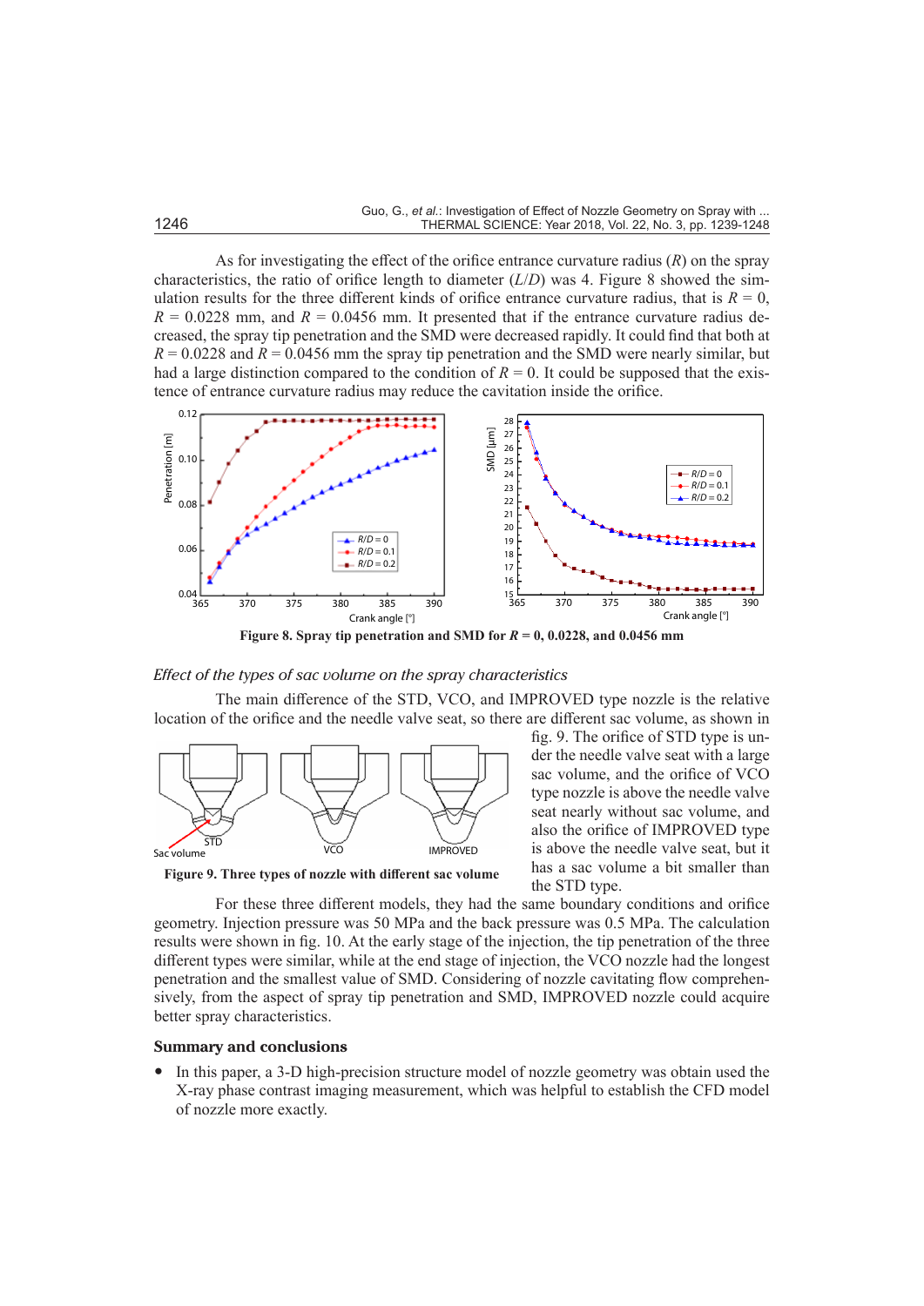As for investigating the effect of the orifice entrance curvature radius ($R$) on the spray characteristics, the ratio of orifice length to diameter ($L/D$) was 4. Figure 8 showed the simulation results for the three different kinds of orifice entrance curvature radius, that is $R = 0$, $R = 0.0228$ mm, and $R = 0.0456$ mm. It presented that if the entrance curvature radius decreased, the spray tip penetration and the SMD were decreased rapidly. It could find that both at $R = 0.0228$ and $R = 0.0456$ mm the spray tip penetration and the SMD were nearly similar, but had a large distinction compared to the condition of $R = 0$. It could be supposed that the existence of entrance curvature radius may reduce the cavitation inside the orifice.

**Figure 8. Spray tip penetration and SMD for $R = 0$, 0.0228, and 0.0456 mm**

*Effect of the types of sac volume on the spray characteristics*

The main difference of the STD, VCO, and IMPROVED type nozzle is the relative location of the orifice and the needle valve seat, so there are different sac volume, as shown in fig. 9. The orifice of STD type is under the needle valve seat with a large sac volume, and the orifice of VCO type nozzle is above the needle valve seat nearly without sac volume, and also the orifice of IMPROVED type is above the needle valve seat, but it has a sac volume a bit smaller than the STD type.

**Figure 9. Three types of nozzle with different sac volume**

For these three different models, they had the same boundary conditions and orifice geometry. Injection pressure was 50 MPa and the back pressure was 0.5 MPa. The calculation results were shown in fig. 10. At the early stage of the injection, the tip penetration of the three different types were similar, while at the end stage of injection, the VCO nozzle had the longest penetration and the smallest value of SMD. Considering of nozzle cavitating flow comprehensively, from the aspect of spray tip penetration and SMD, IMPROVED nozzle could acquire better spray characteristics.

## Summary and conclusions

- In this paper, a 3-D high-precision structure model of nozzle geometry was obtain used the X-ray phase contrast imaging measurement, which was helpful to establish the CFD model of nozzle more exactly.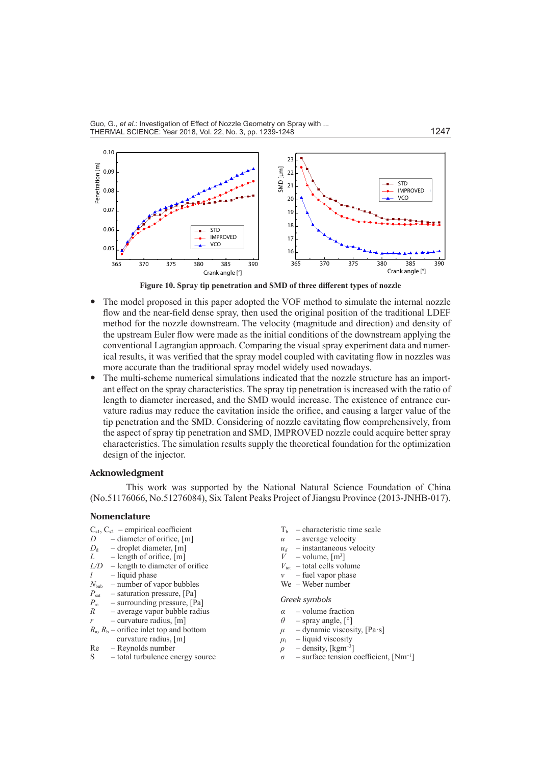**Figure 10. Spray tip penetration and SMD of three different types of nozzle**

- The model proposed in this paper adopted the VOF method to simulate the internal nozzle flow and the near-field dense spray, then used the original position of the traditional LDEF method for the nozzle downstream. The velocity (magnitude and direction) and density of the upstream Euler flow were made as the initial conditions of the downstream applying the conventional Lagrangian approach. Comparing the visual spray experiment data and numerical results, it was verified that the spray model coupled with cavitating flow in nozzles was more accurate than the traditional spray model widely used nowadays.
- The multi-scheme numerical simulations indicated that the nozzle structure has an important effect on the spray characteristics. The spray tip penetration is increased with the ratio of length to diameter increased, and the SMD would increase. The existence of entrance curvature radius may reduce the cavitation inside the orifice, and causing a larger value of the tip penetration and the SMD. Considering of nozzle cavitating flow comprehensively, from the aspect of spray tip penetration and SMD, IMPROVED nozzle could acquire better spray characteristics. The simulation results supply the theoretical foundation for the optimization design of the injector.

## Acknowledgment

This work was supported by the National Natural Science Foundation of China (No.51176066, No.51276084), Six Talent Peaks Project of Jiangsu Province (2013-JNHB-017).

## Nomenclature

$C_{s1}$, $C_{s2}$ – empirical coefficient
$D$ – diameter of orifice, [m]
$D_d$ – droplet diameter, [m]
$L$ – length of orifice, [m]
$L/D$ – length to diameter of orifice
$l$ – liquid phase
$N_{bub}$ – number of vapor bubbles
$P_{sat}$ – saturation pressure, [Pa]
$P_{\infty}$ – surrounding pressure, [Pa]
$R$ – average vapor bubble radius
$r$ – curvature radius, [m]
$R_a$, $R_b$ – orifice inlet top and bottom curvature radius, [m]
Re – Reynolds number
S – total turbulence energy source
$T_b$ – characteristic time scale
$u$ – average velocity
$u_d$ – instantaneous velocity
$V$ – volume, [$m^3$]
$V_{tot}$ – total cells volume
$v$ – fuel vapor phase
We – Weber number

*Greek symbols*

$\alpha$ – volume fraction
$\theta$ – spray angle, [°]
$\mu$ – dynamic viscosity, [Pa·s]
$\mu_l$ – liquid viscosity
$\rho$ – density, [$kgm^{-3}$]
$\sigma$ – surface tension coefficient, [$Nm^{-1}$]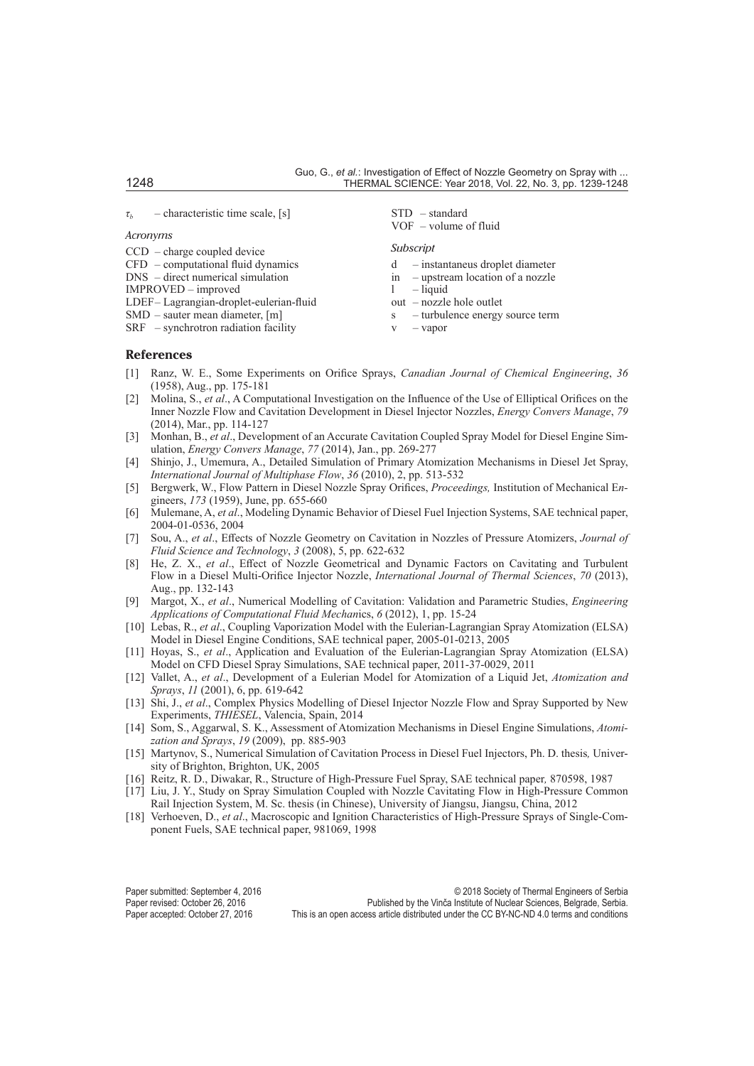$\tau_b$ – characteristic time scale, [s]

*Acronyms*

CCD – charge coupled device
CFD – computational fluid dynamics
DNS – direct numerical simulation
IMPROVED – improved
LDEF – Lagrangian-droplet-eulerian-fluid
SMD – sauter mean diameter, [m]
SRF – synchrotron radiation facility
STD – standard
VOF – volume of fluid

*Subscript*

d – instantaneus droplet diameter
in – upstream location of a nozzle
l – liquid
out – nozzle hole outlet
s – turbulence energy source term
v – vapor

## References

[1] Ranz, W. E., Some Experiments on Orifice Sprays, *Canadian Journal of Chemical Engineering*, *36* (1958), Aug., pp. 175-181

[2] Molina, S., *et al*., A Computational Investigation on the Influence of the Use of Elliptical Orifices on the Inner Nozzle Flow and Cavitation Development in Diesel Injector Nozzles, *Energy Convers Manage*, *79* (2014), Mar., pp. 114-127

[3] Monhan, B., *et al*., Development of an Accurate Cavitation Coupled Spray Model for Diesel Engine Simulation, *Energy Convers Manage*, *77* (2014), Jan., pp. 269-277

[4] Shinjo, J., Umemura, A., Detailed Simulation of Primary Atomization Mechanisms in Diesel Jet Spray, *International Journal of Multiphase Flow*, *36* (2010), 2, pp. 513-532

[5] Bergwerk, W., Flow Pattern in Diesel Nozzle Spray Orifices, *Proceedings,* Institution of Mechanical Engineers, *173* (1959), June, pp. 655-660

[6] Mulemane, A, *et al*., Modeling Dynamic Behavior of Diesel Fuel Injection Systems, SAE technical paper, 2004-01-0536, 2004

[7] Sou, A., *et al*., Effects of Nozzle Geometry on Cavitation in Nozzles of Pressure Atomizers, *Journal of Fluid Science and Technology*, *3* (2008), 5, pp. 622-632

[8] He, Z. X., *et al*., Effect of Nozzle Geometrical and Dynamic Factors on Cavitating and Turbulent Flow in a Diesel Multi-Orifice Injector Nozzle, *International Journal of Thermal Sciences*, *70* (2013), Aug., pp. 132-143

[9] Margot, X., *et al*., Numerical Modelling of Cavitation: Validation and Parametric Studies, *Engineering Applications of Computational Fluid Mechanics*, *6* (2012), 1, pp. 15-24

[10] Lebas, R., *et al*., Coupling Vaporization Model with the Eulerian-Lagrangian Spray Atomization (ELSA) Model in Diesel Engine Conditions, SAE technical paper, 2005-01-0213, 2005

[11] Hoyas, S., *et al*., Application and Evaluation of the Eulerian-Lagrangian Spray Atomization (ELSA) Model on CFD Diesel Spray Simulations, SAE technical paper, 2011-37-0029, 2011

[12] Vallet, A., *et al*., Development of a Eulerian Model for Atomization of a Liquid Jet, *Atomization and Sprays*, *11* (2001), 6, pp. 619-642

[13] Shi, J., *et al*., Complex Physics Modelling of Diesel Injector Nozzle Flow and Spray Supported by New Experiments, *THIESEL*, Valencia, Spain, 2014

[14] Som, S., Aggarwal, S. K., Assessment of Atomization Mechanisms in Diesel Engine Simulations, *Atomization and Sprays*, *19* (2009), pp. 885-903

[15] Martynov, S., Numerical Simulation of Cavitation Process in Diesel Fuel Injectors, Ph. D. thesis*,* University of Brighton, Brighton, UK, 2005

[16] Reitz, R. D., Diwakar, R., Structure of High-Pressure Fuel Spray, SAE technical paper*,* 870598, 1987

[17] Liu, J. Y., Study on Spray Simulation Coupled with Nozzle Cavitating Flow in High-Pressure Common Rail Injection System, M. Sc. thesis (in Chinese), University of Jiangsu, Jiangsu, China, 2012

[18] Verhoeven, D., *et al*., Macroscopic and Ignition Characteristics of High-Pressure Sprays of Single-Component Fuels, SAE technical paper, 981069, 1998

Paper submitted: September 4, 2016
Paper revised: October 26, 2016
Paper accepted: October 27, 2016

© 2018 Society of Thermal Engineers of Serbia
Published by the Vinča Institute of Nuclear Sciences, Belgrade, Serbia.
This is an open access article distributed under the CC BY-NC-ND 4.0 terms and conditions